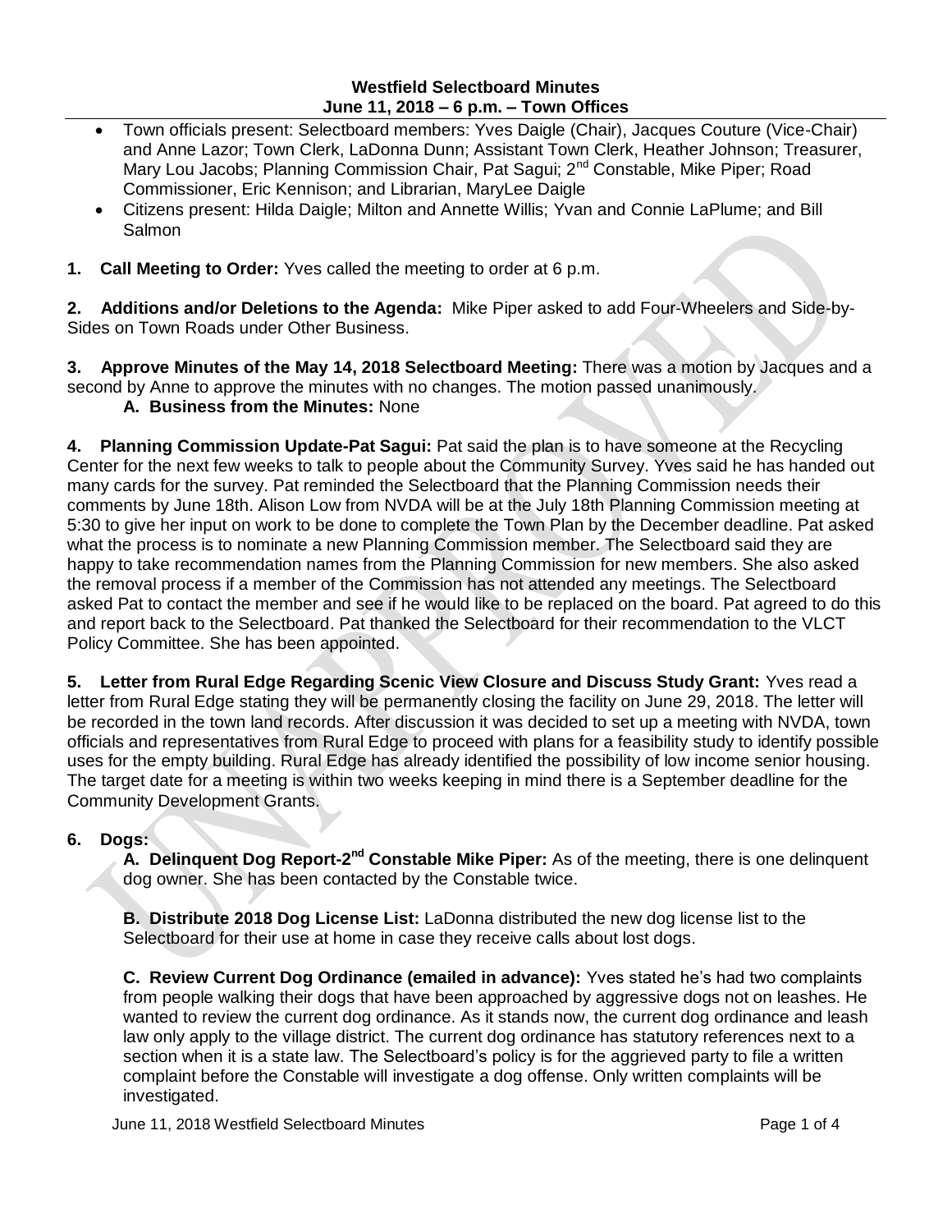**Westfield Selectboard Minutes**
**June 11, 2018 – 6 p.m. – Town Offices**

- Town officials present: Selectboard members: Yves Daigle (Chair), Jacques Couture (Vice-Chair) and Anne Lazor; Town Clerk, LaDonna Dunn; Assistant Town Clerk, Heather Johnson; Treasurer, Mary Lou Jacobs; Planning Commission Chair, Pat Sagui; 2nd Constable, Mike Piper; Road Commissioner, Eric Kennison; and Librarian, MaryLee Daigle
- Citizens present: Hilda Daigle; Milton and Annette Willis; Yvan and Connie LaPlume; and Bill Salmon

**1. Call Meeting to Order:** Yves called the meeting to order at 6 p.m.

**2. Additions and/or Deletions to the Agenda:** Mike Piper asked to add Four-Wheelers and Side-by-Sides on Town Roads under Other Business.

**3. Approve Minutes of the May 14, 2018 Selectboard Meeting:** There was a motion by Jacques and a second by Anne to approve the minutes with no changes. The motion passed unanimously.

**A. Business from the Minutes:** None

**4. Planning Commission Update-Pat Sagui:** Pat said the plan is to have someone at the Recycling Center for the next few weeks to talk to people about the Community Survey. Yves said he has handed out many cards for the survey. Pat reminded the Selectboard that the Planning Commission needs their comments by June 18th. Alison Low from NVDA will be at the July 18th Planning Commission meeting at 5:30 to give her input on work to be done to complete the Town Plan by the December deadline. Pat asked what the process is to nominate a new Planning Commission member. The Selectboard said they are happy to take recommendation names from the Planning Commission for new members. She also asked the removal process if a member of the Commission has not attended any meetings. The Selectboard asked Pat to contact the member and see if he would like to be replaced on the board. Pat agreed to do this and report back to the Selectboard. Pat thanked the Selectboard for their recommendation to the VLCT Policy Committee. She has been appointed.

**5. Letter from Rural Edge Regarding Scenic View Closure and Discuss Study Grant:** Yves read a letter from Rural Edge stating they will be permanently closing the facility on June 29, 2018. The letter will be recorded in the town land records. After discussion it was decided to set up a meeting with NVDA, town officials and representatives from Rural Edge to proceed with plans for a feasibility study to identify possible uses for the empty building. Rural Edge has already identified the possibility of low income senior housing. The target date for a meeting is within two weeks keeping in mind there is a September deadline for the Community Development Grants.

**6. Dogs:**

**A. Delinquent Dog Report-2nd Constable Mike Piper:** As of the meeting, there is one delinquent dog owner. She has been contacted by the Constable twice.

**B. Distribute 2018 Dog License List:** LaDonna distributed the new dog license list to the Selectboard for their use at home in case they receive calls about lost dogs.

**C. Review Current Dog Ordinance (emailed in advance):** Yves stated he's had two complaints from people walking their dogs that have been approached by aggressive dogs not on leashes. He wanted to review the current dog ordinance. As it stands now, the current dog ordinance and leash law only apply to the village district. The current dog ordinance has statutory references next to a section when it is a state law. The Selectboard's policy is for the aggrieved party to file a written complaint before the Constable will investigate a dog offense. Only written complaints will be investigated.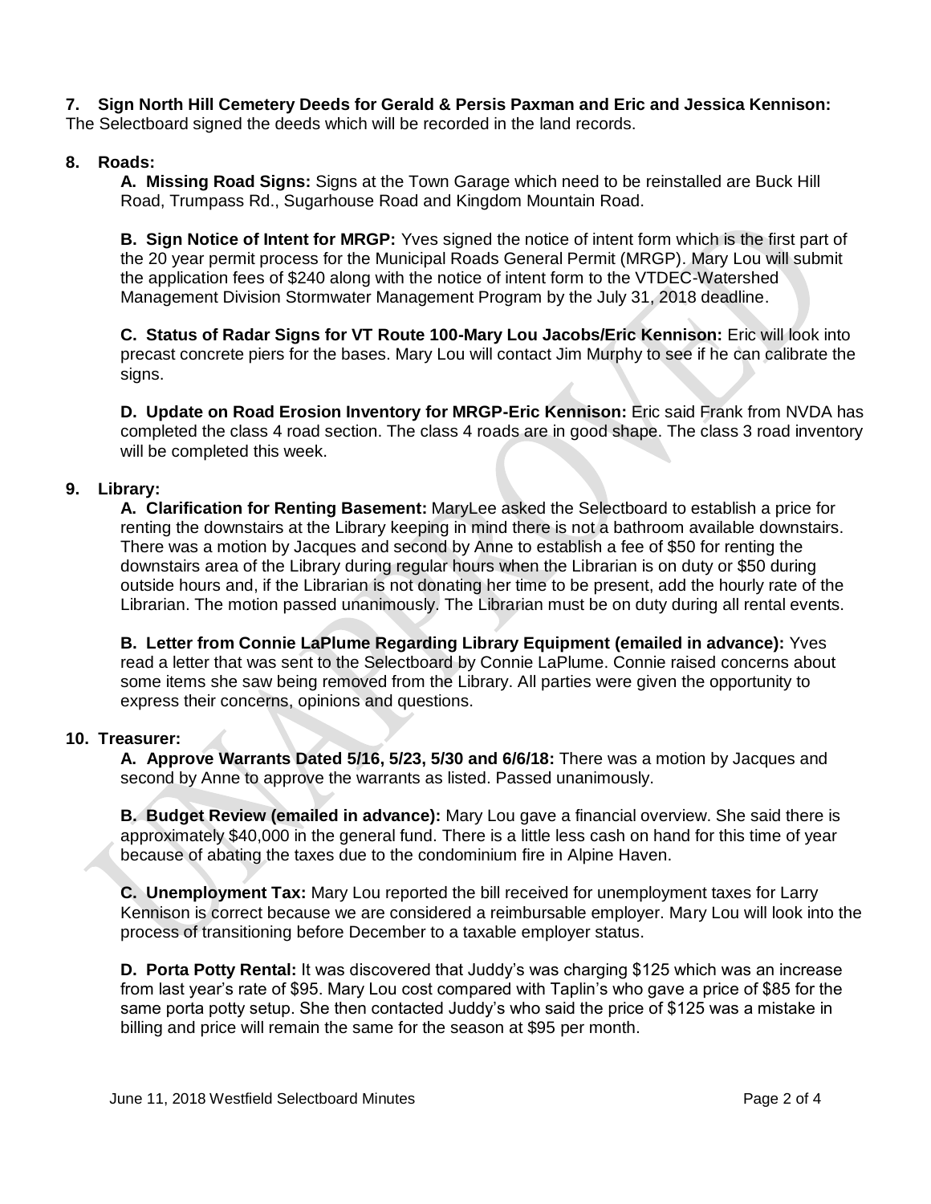**7. Sign North Hill Cemetery Deeds for Gerald & Persis Paxman and Eric and Jessica Kennison:**
The Selectboard signed the deeds which will be recorded in the land records.

**8. Roads:**

**A. Missing Road Signs:** Signs at the Town Garage which need to be reinstalled are Buck Hill Road, Trumpass Rd., Sugarhouse Road and Kingdom Mountain Road.

**B. Sign Notice of Intent for MRGP:** Yves signed the notice of intent form which is the first part of the 20 year permit process for the Municipal Roads General Permit (MRGP). Mary Lou will submit the application fees of $240 along with the notice of intent form to the VTDEC-Watershed Management Division Stormwater Management Program by the July 31, 2018 deadline.

**C. Status of Radar Signs for VT Route 100-Mary Lou Jacobs/Eric Kennison:** Eric will look into precast concrete piers for the bases. Mary Lou will contact Jim Murphy to see if he can calibrate the signs.

**D. Update on Road Erosion Inventory for MRGP-Eric Kennison:** Eric said Frank from NVDA has completed the class 4 road section. The class 4 roads are in good shape. The class 3 road inventory will be completed this week.

**9. Library:**

**A. Clarification for Renting Basement:** MaryLee asked the Selectboard to establish a price for renting the downstairs at the Library keeping in mind there is not a bathroom available downstairs. There was a motion by Jacques and second by Anne to establish a fee of $50 for renting the downstairs area of the Library during regular hours when the Librarian is on duty or $50 during outside hours and, if the Librarian is not donating her time to be present, add the hourly rate of the Librarian. The motion passed unanimously. The Librarian must be on duty during all rental events.

**B. Letter from Connie LaPlume Regarding Library Equipment (emailed in advance):** Yves read a letter that was sent to the Selectboard by Connie LaPlume. Connie raised concerns about some items she saw being removed from the Library. All parties were given the opportunity to express their concerns, opinions and questions.

**10. Treasurer:**

**A. Approve Warrants Dated 5/16, 5/23, 5/30 and 6/6/18:** There was a motion by Jacques and second by Anne to approve the warrants as listed. Passed unanimously.

**B. Budget Review (emailed in advance):** Mary Lou gave a financial overview. She said there is approximately $40,000 in the general fund. There is a little less cash on hand for this time of year because of abating the taxes due to the condominium fire in Alpine Haven.

**C. Unemployment Tax:** Mary Lou reported the bill received for unemployment taxes for Larry Kennison is correct because we are considered a reimbursable employer. Mary Lou will look into the process of transitioning before December to a taxable employer status.

**D. Porta Potty Rental:** It was discovered that Juddy's was charging $125 which was an increase from last year's rate of $95. Mary Lou cost compared with Taplin's who gave a price of $85 for the same porta potty setup. She then contacted Juddy's who said the price of $125 was a mistake in billing and price will remain the same for the season at $95 per month.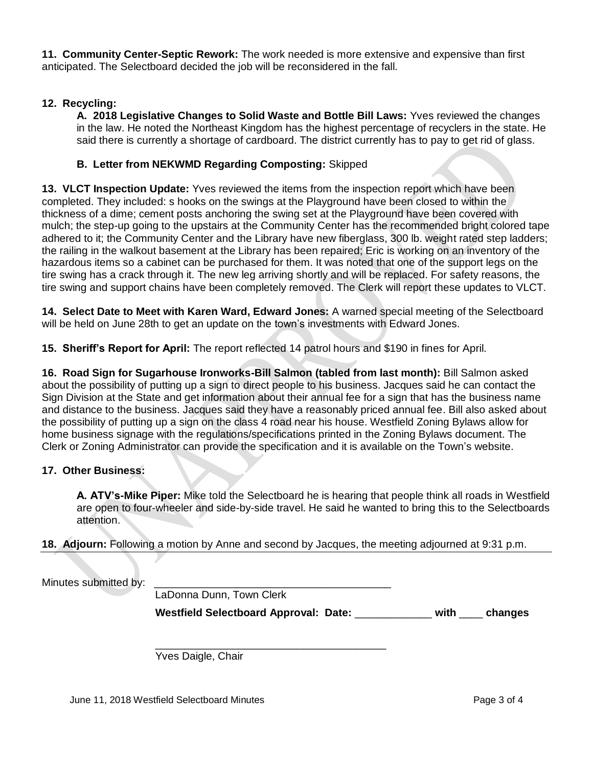**11. Community Center-Septic Rework:** The work needed is more extensive and expensive than first anticipated. The Selectboard decided the job will be reconsidered in the fall.

**12. Recycling:**

**A. 2018 Legislative Changes to Solid Waste and Bottle Bill Laws:** Yves reviewed the changes in the law. He noted the Northeast Kingdom has the highest percentage of recyclers in the state. He said there is currently a shortage of cardboard. The district currently has to pay to get rid of glass.

**B. Letter from NEKWMD Regarding Composting:** Skipped

**13. VLCT Inspection Update:** Yves reviewed the items from the inspection report which have been completed. They included: s hooks on the swings at the Playground have been closed to within the thickness of a dime; cement posts anchoring the swing set at the Playground have been covered with mulch; the step-up going to the upstairs at the Community Center has the recommended bright colored tape adhered to it; the Community Center and the Library have new fiberglass, 300 lb. weight rated step ladders; the railing in the walkout basement at the Library has been repaired; Eric is working on an inventory of the hazardous items so a cabinet can be purchased for them. It was noted that one of the support legs on the tire swing has a crack through it. The new leg arriving shortly and will be replaced. For safety reasons, the tire swing and support chains have been completely removed. The Clerk will report these updates to VLCT.

**14. Select Date to Meet with Karen Ward, Edward Jones:** A warned special meeting of the Selectboard will be held on June 28th to get an update on the town's investments with Edward Jones.

**15. Sheriff's Report for April:** The report reflected 14 patrol hours and $190 in fines for April.

**16. Road Sign for Sugarhouse Ironworks-Bill Salmon (tabled from last month):** Bill Salmon asked about the possibility of putting up a sign to direct people to his business. Jacques said he can contact the Sign Division at the State and get information about their annual fee for a sign that has the business name and distance to the business. Jacques said they have a reasonably priced annual fee. Bill also asked about the possibility of putting up a sign on the class 4 road near his house. Westfield Zoning Bylaws allow for home business signage with the regulations/specifications printed in the Zoning Bylaws document. The Clerk or Zoning Administrator can provide the specification and it is available on the Town's website.

**17. Other Business:**

**A. ATV's-Mike Piper:** Mike told the Selectboard he is hearing that people think all roads in Westfield are open to four-wheeler and side-by-side travel. He said he wanted to bring this to the Selectboards attention.

**18. Adjourn:** Following a motion by Anne and second by Jacques, the meeting adjourned at 9:31 p.m.

---

Minutes submitted by: \_\_\_\_\_\_\_\_\_\_\_\_\_\_\_\_\_\_\_\_\_\_\_\_\_\_\_\_\_\_\_\_\_\_\_\_\_\_\_\_

LaDonna Dunn, Town Clerk

**Westfield Selectboard Approval: Date:** \_\_\_\_\_\_\_\_\_\_\_\_\_ **with** \_\_\_\_ **changes**

\_\_\_\_\_\_\_\_\_\_\_\_\_\_\_\_\_\_\_\_\_\_\_\_\_\_\_\_\_\_\_\_\_\_\_\_\_\_\_\_

Yves Daigle, Chair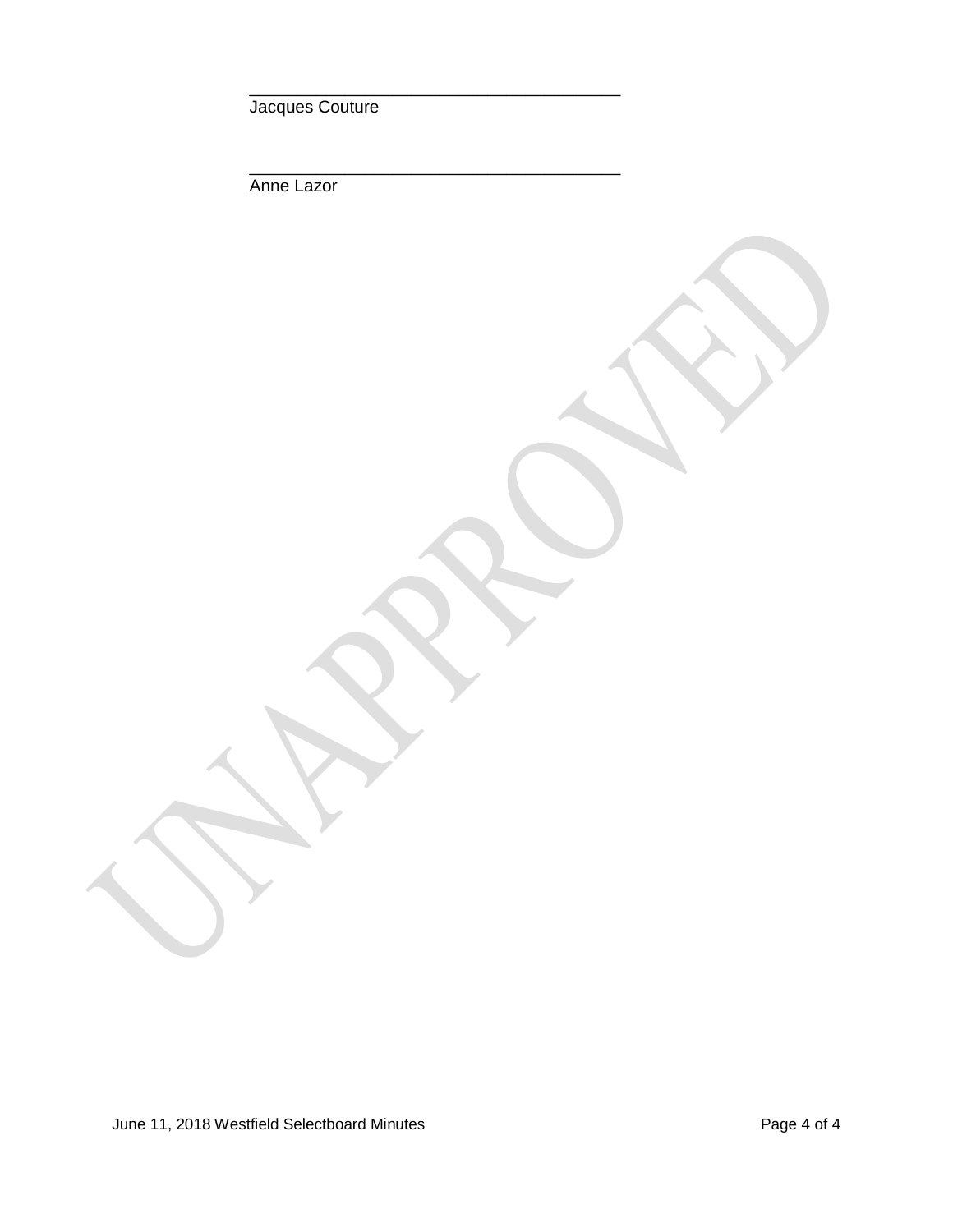\_\_\_\_\_\_\_\_\_\_\_\_\_\_\_\_\_\_\_\_\_\_\_\_\_\_\_\_\_\_\_\_\_\_\_\_\_\_\_

Jacques Couture

\_\_\_\_\_\_\_\_\_\_\_\_\_\_\_\_\_\_\_\_\_\_\_\_\_\_\_\_\_\_\_\_\_\_\_\_\_\_\_

Anne Lazor

UNAPPROVED